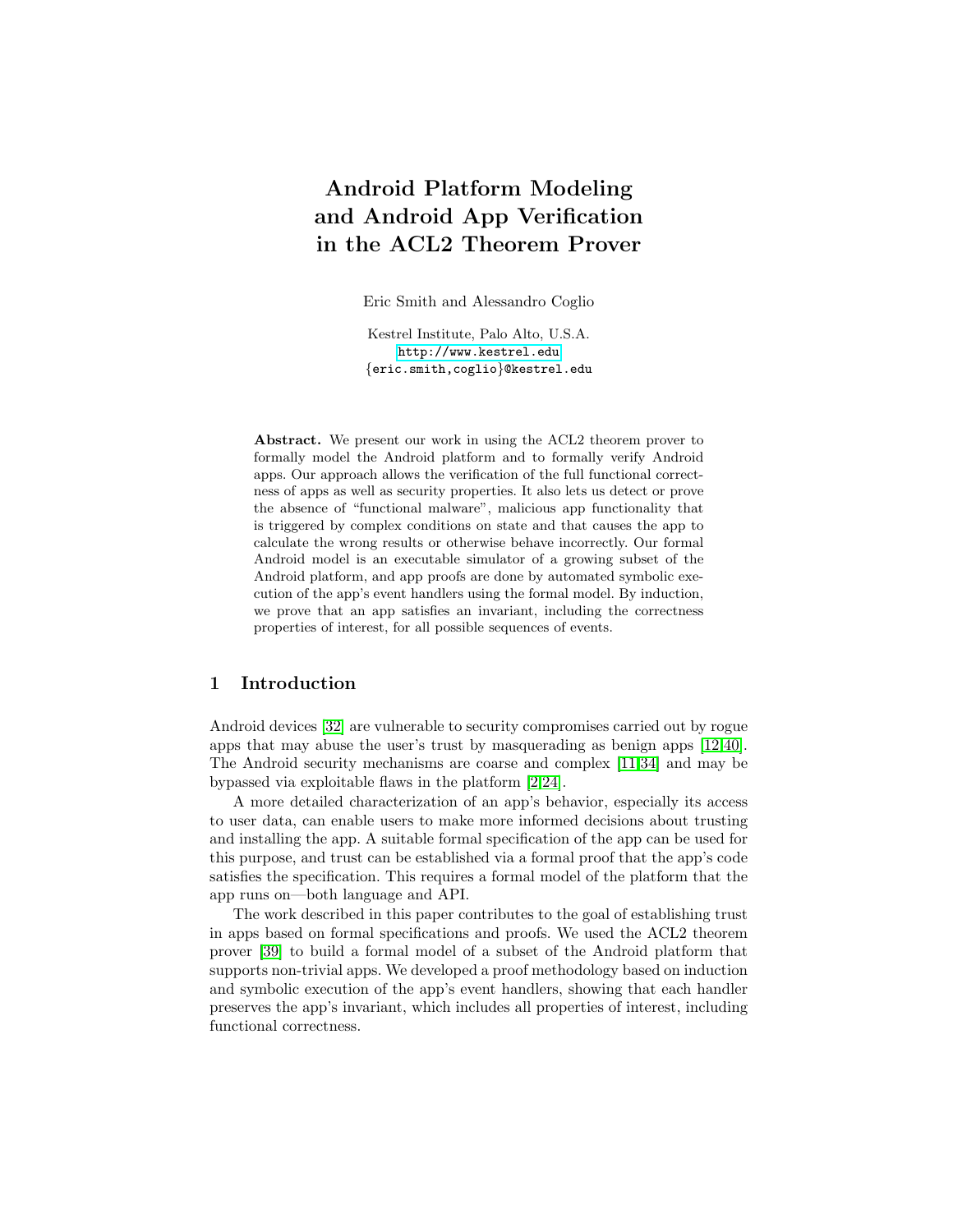# Android Platform Modeling and Android App Verification in the ACL2 Theorem Prover

Eric Smith and Alessandro Coglio

Kestrel Institute, Palo Alto, U.S.A.
http://www.kestrel.edu
{eric.smith,coglio}@kestrel.edu

**Abstract.** We present our work in using the ACL2 theorem prover to formally model the Android platform and to formally verify Android apps. Our approach allows the verification of the full functional correctness of apps as well as security properties. It also lets us detect or prove the absence of "functional malware", malicious app functionality that is triggered by complex conditions on state and that causes the app to calculate the wrong results or otherwise behave incorrectly. Our formal Android model is an executable simulator of a growing subset of the Android platform, and app proofs are done by automated symbolic execution of the app's event handlers using the formal model. By induction, we prove that an app satisfies an invariant, including the correctness properties of interest, for all possible sequences of events.

## 1 Introduction

Android devices [32] are vulnerable to security compromises carried out by rogue apps that may abuse the user's trust by masquerading as benign apps [12,40]. The Android security mechanisms are coarse and complex [11,34] and may be bypassed via exploitable flaws in the platform [2,24].

A more detailed characterization of an app's behavior, especially its access to user data, can enable users to make more informed decisions about trusting and installing the app. A suitable formal specification of the app can be used for this purpose, and trust can be established via a formal proof that the app's code satisfies the specification. This requires a formal model of the platform that the app runs on—both language and API.

The work described in this paper contributes to the goal of establishing trust in apps based on formal specifications and proofs. We used the ACL2 theorem prover [39] to build a formal model of a subset of the Android platform that supports non-trivial apps. We developed a proof methodology based on induction and symbolic execution of the app's event handlers, showing that each handler preserves the app's invariant, which includes all properties of interest, including functional correctness.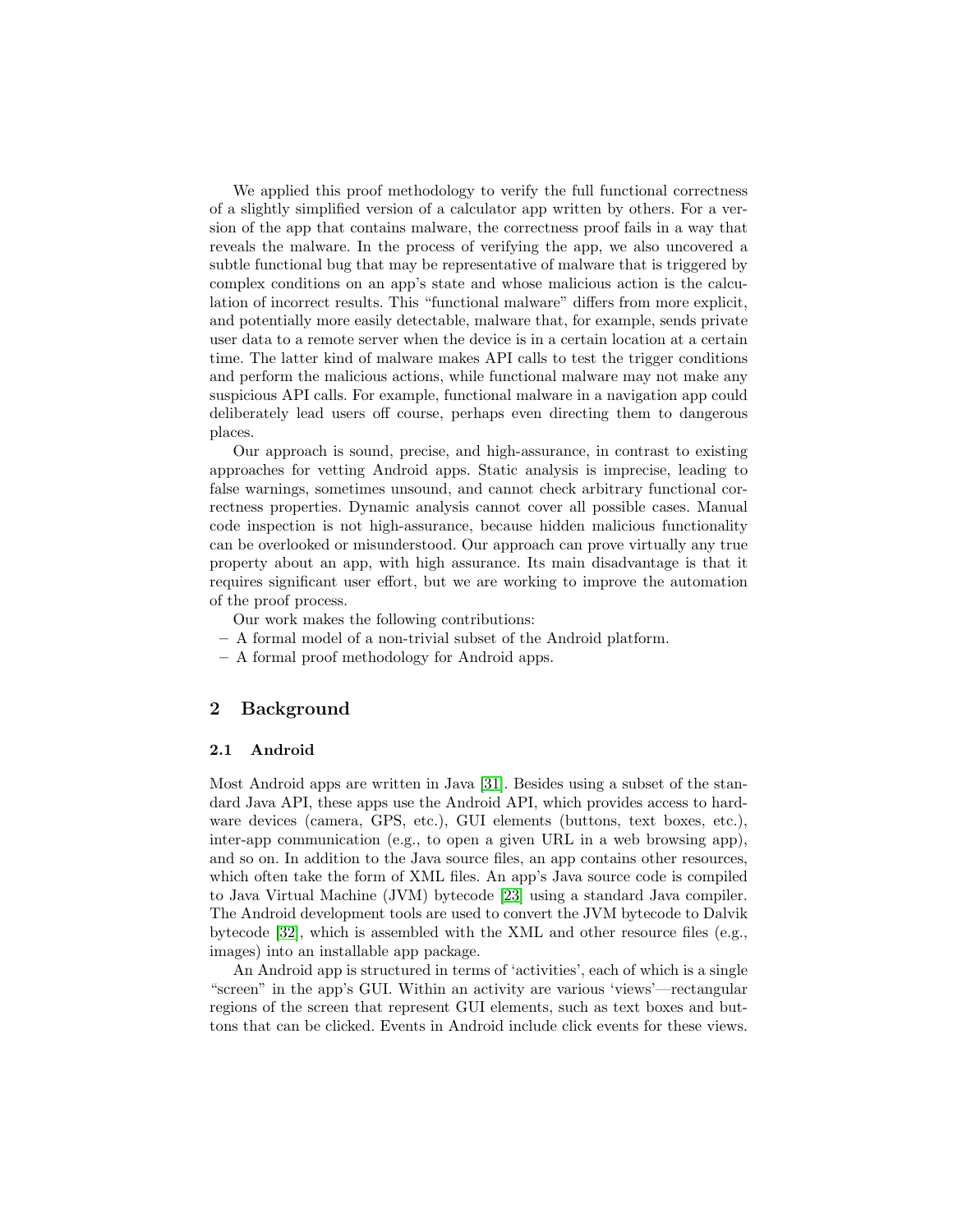We applied this proof methodology to verify the full functional correctness of a slightly simplified version of a calculator app written by others. For a version of the app that contains malware, the correctness proof fails in a way that reveals the malware. In the process of verifying the app, we also uncovered a subtle functional bug that may be representative of malware that is triggered by complex conditions on an app's state and whose malicious action is the calculation of incorrect results. This "functional malware" differs from more explicit, and potentially more easily detectable, malware that, for example, sends private user data to a remote server when the device is in a certain location at a certain time. The latter kind of malware makes API calls to test the trigger conditions and perform the malicious actions, while functional malware may not make any suspicious API calls. For example, functional malware in a navigation app could deliberately lead users off course, perhaps even directing them to dangerous places.

Our approach is sound, precise, and high-assurance, in contrast to existing approaches for vetting Android apps. Static analysis is imprecise, leading to false warnings, sometimes unsound, and cannot check arbitrary functional correctness properties. Dynamic analysis cannot cover all possible cases. Manual code inspection is not high-assurance, because hidden malicious functionality can be overlooked or misunderstood. Our approach can prove virtually any true property about an app, with high assurance. Its main disadvantage is that it requires significant user effort, but we are working to improve the automation of the proof process.

Our work makes the following contributions:

- A formal model of a non-trivial subset of the Android platform.
- A formal proof methodology for Android apps.

## 2 Background

### 2.1 Android

Most Android apps are written in Java [31]. Besides using a subset of the standard Java API, these apps use the Android API, which provides access to hardware devices (camera, GPS, etc.), GUI elements (buttons, text boxes, etc.), inter-app communication (e.g., to open a given URL in a web browsing app), and so on. In addition to the Java source files, an app contains other resources, which often take the form of XML files. An app's Java source code is compiled to Java Virtual Machine (JVM) bytecode [23] using a standard Java compiler. The Android development tools are used to convert the JVM bytecode to Dalvik bytecode [32], which is assembled with the XML and other resource files (e.g., images) into an installable app package.

An Android app is structured in terms of 'activities', each of which is a single "screen" in the app's GUI. Within an activity are various 'views'—rectangular regions of the screen that represent GUI elements, such as text boxes and buttons that can be clicked. Events in Android include click events for these views.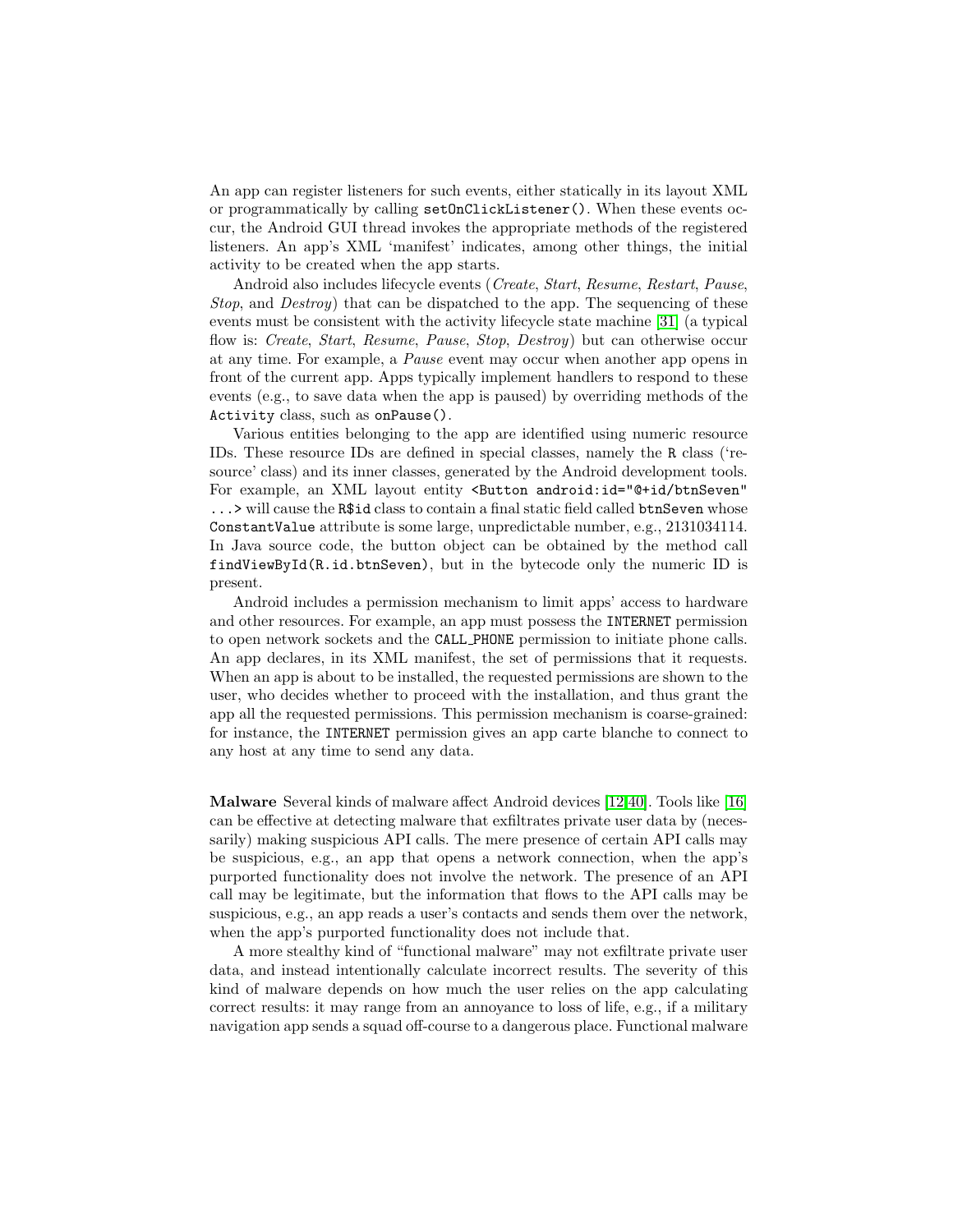An app can register listeners for such events, either statically in its layout XML or programmatically by calling `setOnClickListener()`. When these events occur, the Android GUI thread invokes the appropriate methods of the registered listeners. An app's XML 'manifest' indicates, among other things, the initial activity to be created when the app starts.

Android also includes lifecycle events (*Create*, *Start*, *Resume*, *Restart*, *Pause*, *Stop*, and *Destroy*) that can be dispatched to the app. The sequencing of these events must be consistent with the activity lifecycle state machine [31] (a typical flow is: *Create*, *Start*, *Resume*, *Pause*, *Stop*, *Destroy*) but can otherwise occur at any time. For example, a *Pause* event may occur when another app opens in front of the current app. Apps typically implement handlers to respond to these events (e.g., to save data when the app is paused) by overriding methods of the `Activity` class, such as `onPause()`.

Various entities belonging to the app are identified using numeric resource IDs. These resource IDs are defined in special classes, namely the `R` class ('resource' class) and its inner classes, generated by the Android development tools. For example, an XML layout entity `<Button android:id="@+id/btnSeven" ...>` will cause the `R$id` class to contain a final static field called `btnSeven` whose `ConstantValue` attribute is some large, unpredictable number, e.g., 2131034114. In Java source code, the button object can be obtained by the method call `findViewById(R.id.btnSeven)`, but in the bytecode only the numeric ID is present.

Android includes a permission mechanism to limit apps' access to hardware and other resources. For example, an app must possess the `INTERNET` permission to open network sockets and the `CALL_PHONE` permission to initiate phone calls. An app declares, in its XML manifest, the set of permissions that it requests. When an app is about to be installed, the requested permissions are shown to the user, who decides whether to proceed with the installation, and thus grant the app all the requested permissions. This permission mechanism is coarse-grained: for instance, the `INTERNET` permission gives an app carte blanche to connect to any host at any time to send any data.

**Malware** Several kinds of malware affect Android devices [12,40]. Tools like [16] can be effective at detecting malware that exfiltrates private user data by (necessarily) making suspicious API calls. The mere presence of certain API calls may be suspicious, e.g., an app that opens a network connection, when the app's purported functionality does not involve the network. The presence of an API call may be legitimate, but the information that flows to the API calls may be suspicious, e.g., an app reads a user's contacts and sends them over the network, when the app's purported functionality does not include that.

A more stealthy kind of "functional malware" may not exfiltrate private user data, and instead intentionally calculate incorrect results. The severity of this kind of malware depends on how much the user relies on the app calculating correct results: it may range from an annoyance to loss of life, e.g., if a military navigation app sends a squad off-course to a dangerous place. Functional malware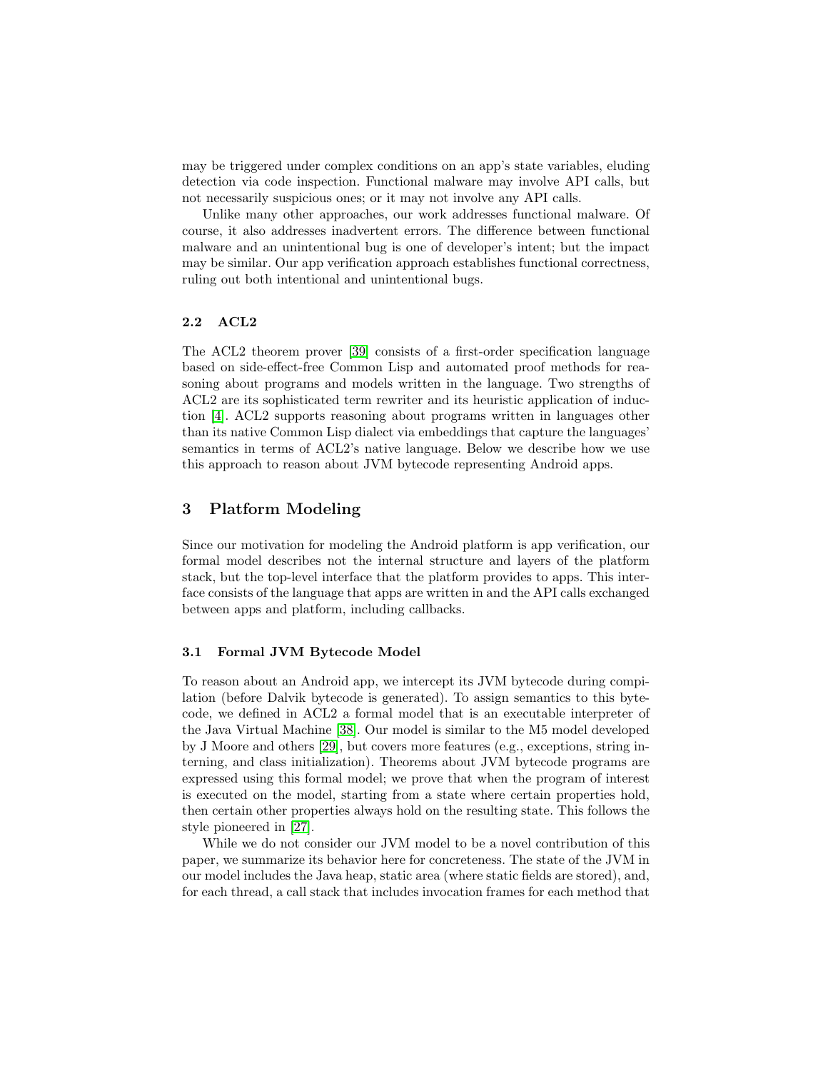may be triggered under complex conditions on an app's state variables, eluding detection via code inspection. Functional malware may involve API calls, but not necessarily suspicious ones; or it may not involve any API calls.

Unlike many other approaches, our work addresses functional malware. Of course, it also addresses inadvertent errors. The difference between functional malware and an unintentional bug is one of developer's intent; but the impact may be similar. Our app verification approach establishes functional correctness, ruling out both intentional and unintentional bugs.

### 2.2 ACL2

The ACL2 theorem prover [39] consists of a first-order specification language based on side-effect-free Common Lisp and automated proof methods for reasoning about programs and models written in the language. Two strengths of ACL2 are its sophisticated term rewriter and its heuristic application of induction [4]. ACL2 supports reasoning about programs written in languages other than its native Common Lisp dialect via embeddings that capture the languages' semantics in terms of ACL2's native language. Below we describe how we use this approach to reason about JVM bytecode representing Android apps.

## 3 Platform Modeling

Since our motivation for modeling the Android platform is app verification, our formal model describes not the internal structure and layers of the platform stack, but the top-level interface that the platform provides to apps. This interface consists of the language that apps are written in and the API calls exchanged between apps and platform, including callbacks.

### 3.1 Formal JVM Bytecode Model

To reason about an Android app, we intercept its JVM bytecode during compilation (before Dalvik bytecode is generated). To assign semantics to this bytecode, we defined in ACL2 a formal model that is an executable interpreter of the Java Virtual Machine [38]. Our model is similar to the M5 model developed by J Moore and others [29], but covers more features (e.g., exceptions, string interning, and class initialization). Theorems about JVM bytecode programs are expressed using this formal model; we prove that when the program of interest is executed on the model, starting from a state where certain properties hold, then certain other properties always hold on the resulting state. This follows the style pioneered in [27].

While we do not consider our JVM model to be a novel contribution of this paper, we summarize its behavior here for concreteness. The state of the JVM in our model includes the Java heap, static area (where static fields are stored), and, for each thread, a call stack that includes invocation frames for each method that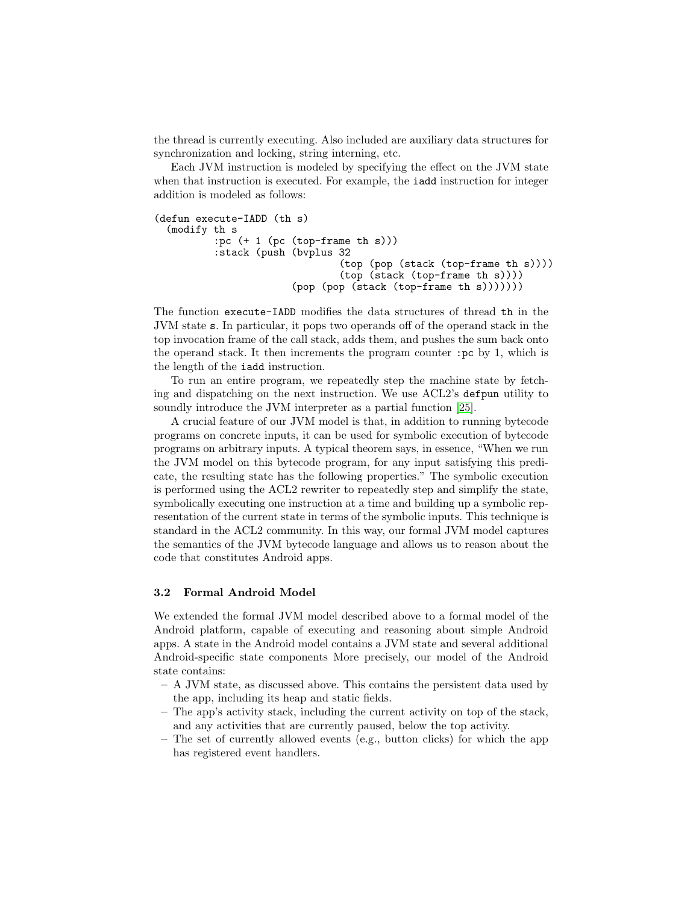the thread is currently executing. Also included are auxiliary data structures for synchronization and locking, string interning, etc.

Each JVM instruction is modeled by specifying the effect on the JVM state when that instruction is executed. For example, the `iadd` instruction for integer addition is modeled as follows:

```
(defun execute-IADD (th s)
  (modify th s
          :pc (+ 1 (pc (top-frame th s)))
          :stack (push (bvplus 32
                                (top (pop (stack (top-frame th s))))
                                (top (stack (top-frame th s))))
                       (pop (pop (stack (top-frame th s)))))))
```

The function `execute-IADD` modifies the data structures of thread `th` in the JVM state `s`. In particular, it pops two operands off of the operand stack in the top invocation frame of the call stack, adds them, and pushes the sum back onto the operand stack. It then increments the program counter `:pc` by 1, which is the length of the `iadd` instruction.

To run an entire program, we repeatedly step the machine state by fetching and dispatching on the next instruction. We use ACL2's `defpun` utility to soundly introduce the JVM interpreter as a partial function [25].

A crucial feature of our JVM model is that, in addition to running bytecode programs on concrete inputs, it can be used for symbolic execution of bytecode programs on arbitrary inputs. A typical theorem says, in essence, "When we run the JVM model on this bytecode program, for any input satisfying this predicate, the resulting state has the following properties." The symbolic execution is performed using the ACL2 rewriter to repeatedly step and simplify the state, symbolically executing one instruction at a time and building up a symbolic representation of the current state in terms of the symbolic inputs. This technique is standard in the ACL2 community. In this way, our formal JVM model captures the semantics of the JVM bytecode language and allows us to reason about the code that constitutes Android apps.

### 3.2 Formal Android Model

We extended the formal JVM model described above to a formal model of the Android platform, capable of executing and reasoning about simple Android apps. A state in the Android model contains a JVM state and several additional Android-specific state components More precisely, our model of the Android state contains:

- A JVM state, as discussed above. This contains the persistent data used by the app, including its heap and static fields.
- The app's activity stack, including the current activity on top of the stack, and any activities that are currently paused, below the top activity.
- The set of currently allowed events (e.g., button clicks) for which the app has registered event handlers.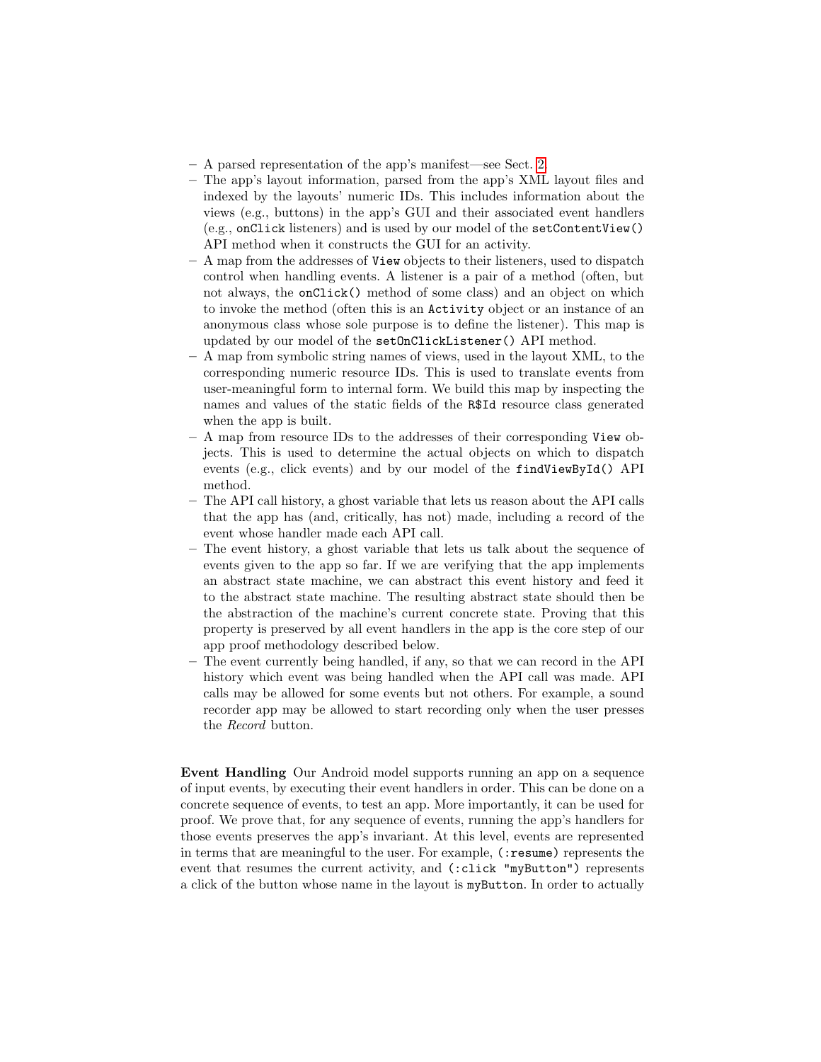- A parsed representation of the app's manifest—see Sect. 2.
- The app's layout information, parsed from the app's XML layout files and indexed by the layouts' numeric IDs. This includes information about the views (e.g., buttons) in the app's GUI and their associated event handlers (e.g., `onClick` listeners) and is used by our model of the `setContentView()` API method when it constructs the GUI for an activity.
- A map from the addresses of `View` objects to their listeners, used to dispatch control when handling events. A listener is a pair of a method (often, but not always, the `onClick()` method of some class) and an object on which to invoke the method (often this is an `Activity` object or an instance of an anonymous class whose sole purpose is to define the listener). This map is updated by our model of the `setOnClickListener()` API method.
- A map from symbolic string names of views, used in the layout XML, to the corresponding numeric resource IDs. This is used to translate events from user-meaningful form to internal form. We build this map by inspecting the names and values of the static fields of the `R$Id` resource class generated when the app is built.
- A map from resource IDs to the addresses of their corresponding `View` objects. This is used to determine the actual objects on which to dispatch events (e.g., click events) and by our model of the `findViewById()` API method.
- The API call history, a ghost variable that lets us reason about the API calls that the app has (and, critically, has not) made, including a record of the event whose handler made each API call.
- The event history, a ghost variable that lets us talk about the sequence of events given to the app so far. If we are verifying that the app implements an abstract state machine, we can abstract this event history and feed it to the abstract state machine. The resulting abstract state should then be the abstraction of the machine's current concrete state. Proving that this property is preserved by all event handlers in the app is the core step of our app proof methodology described below.
- The event currently being handled, if any, so that we can record in the API history which event was being handled when the API call was made. API calls may be allowed for some events but not others. For example, a sound recorder app may be allowed to start recording only when the user presses the *Record* button.

**Event Handling** Our Android model supports running an app on a sequence of input events, by executing their event handlers in order. This can be done on a concrete sequence of events, to test an app. More importantly, it can be used for proof. We prove that, for any sequence of events, running the app's handlers for those events preserves the app's invariant. At this level, events are represented in terms that are meaningful to the user. For example, `(:resume)` represents the event that resumes the current activity, and `(:click "myButton")` represents a click of the button whose name in the layout is `myButton`. In order to actually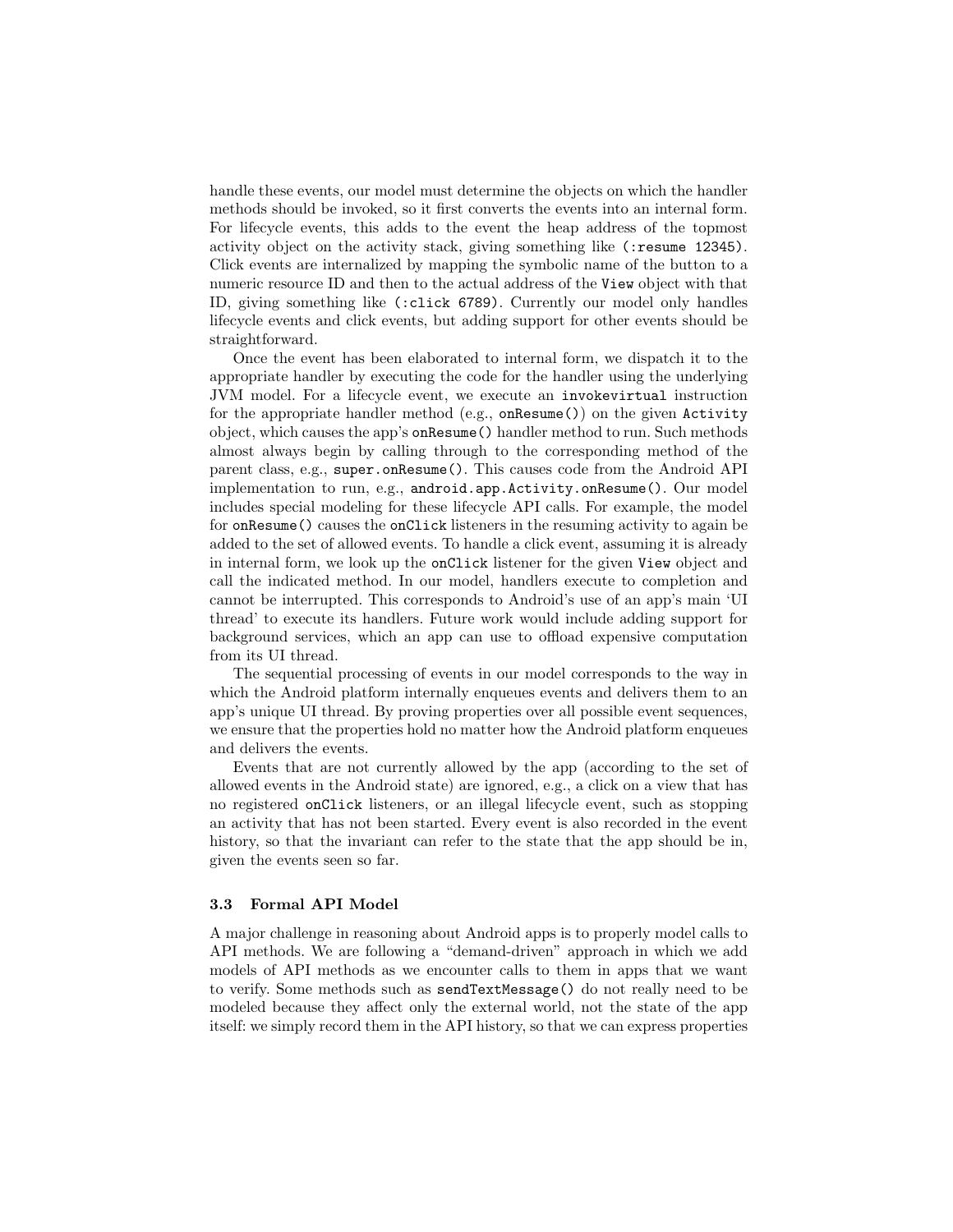handle these events, our model must determine the objects on which the handler methods should be invoked, so it first converts the events into an internal form. For lifecycle events, this adds to the event the heap address of the topmost activity object on the activity stack, giving something like `(:resume 12345)`. Click events are internalized by mapping the symbolic name of the button to a numeric resource ID and then to the actual address of the `View` object with that ID, giving something like `(:click 6789)`. Currently our model only handles lifecycle events and click events, but adding support for other events should be straightforward.

Once the event has been elaborated to internal form, we dispatch it to the appropriate handler by executing the code for the handler using the underlying JVM model. For a lifecycle event, we execute an `invokevirtual` instruction for the appropriate handler method (e.g., `onResume()`) on the given `Activity` object, which causes the app's `onResume()` handler method to run. Such methods almost always begin by calling through to the corresponding method of the parent class, e.g., `super.onResume()`. This causes code from the Android API implementation to run, e.g., `android.app.Activity.onResume()`. Our model includes special modeling for these lifecycle API calls. For example, the model for `onResume()` causes the `onClick` listeners in the resuming activity to again be added to the set of allowed events. To handle a click event, assuming it is already in internal form, we look up the `onClick` listener for the given `View` object and call the indicated method. In our model, handlers execute to completion and cannot be interrupted. This corresponds to Android's use of an app's main 'UI thread' to execute its handlers. Future work would include adding support for background services, which an app can use to offload expensive computation from its UI thread.

The sequential processing of events in our model corresponds to the way in which the Android platform internally enqueues events and delivers them to an app's unique UI thread. By proving properties over all possible event sequences, we ensure that the properties hold no matter how the Android platform enqueues and delivers the events.

Events that are not currently allowed by the app (according to the set of allowed events in the Android state) are ignored, e.g., a click on a view that has no registered `onClick` listeners, or an illegal lifecycle event, such as stopping an activity that has not been started. Every event is also recorded in the event history, so that the invariant can refer to the state that the app should be in, given the events seen so far.

### 3.3 Formal API Model

A major challenge in reasoning about Android apps is to properly model calls to API methods. We are following a "demand-driven" approach in which we add models of API methods as we encounter calls to them in apps that we want to verify. Some methods such as `sendTextMessage()` do not really need to be modeled because they affect only the external world, not the state of the app itself: we simply record them in the API history, so that we can express properties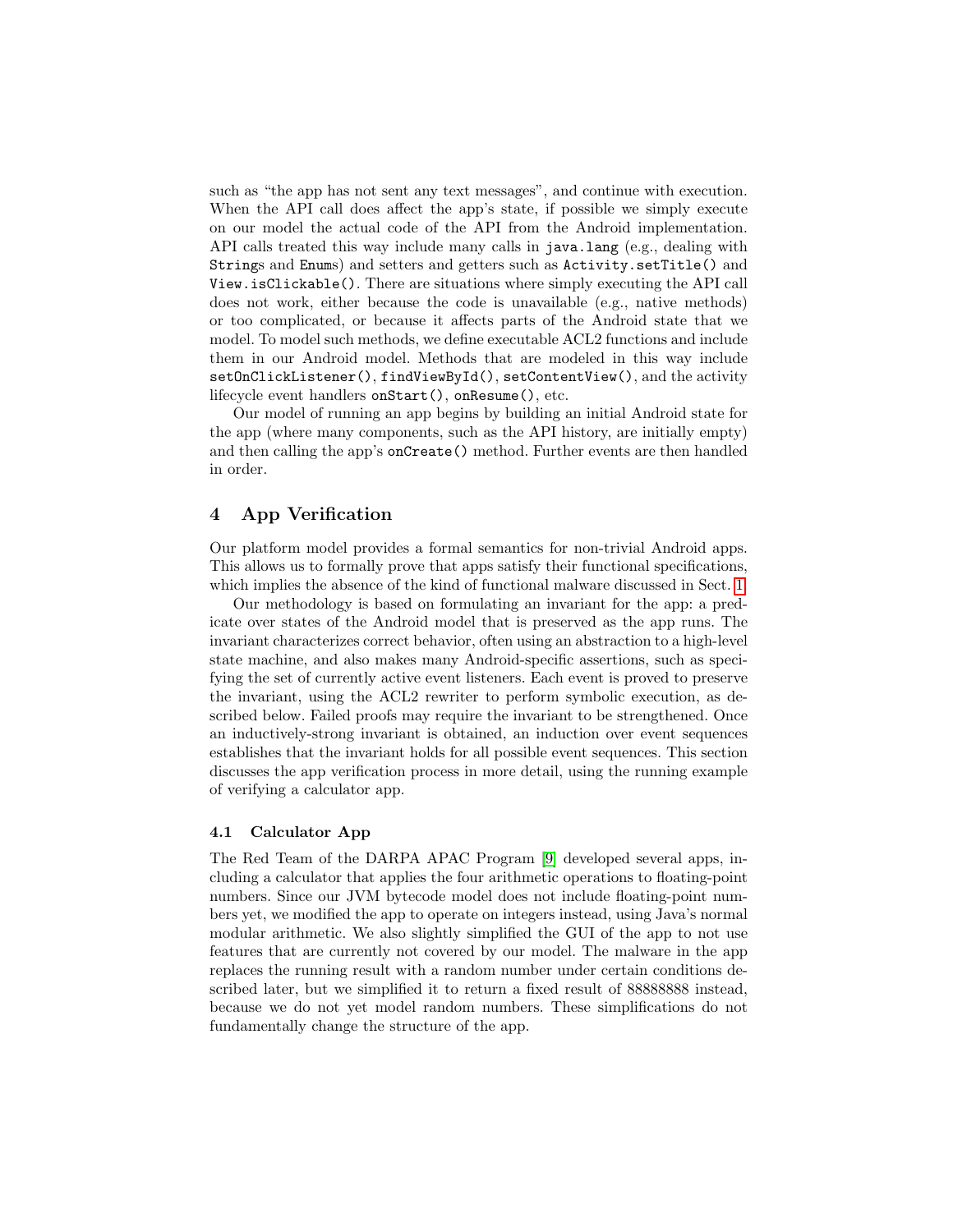such as "the app has not sent any text messages", and continue with execution. When the API call does affect the app's state, if possible we simply execute on our model the actual code of the API from the Android implementation. API calls treated this way include many calls in `java.lang` (e.g., dealing with `String`s and `Enum`s) and setters and getters such as `Activity.setTitle()` and `View.isClickable()`. There are situations where simply executing the API call does not work, either because the code is unavailable (e.g., native methods) or too complicated, or because it affects parts of the Android state that we model. To model such methods, we define executable ACL2 functions and include them in our Android model. Methods that are modeled in this way include `setOnClickListener()`, `findViewById()`, `setContentView()`, and the activity lifecycle event handlers `onStart()`, `onResume()`, etc.

Our model of running an app begins by building an initial Android state for the app (where many components, such as the API history, are initially empty) and then calling the app's `onCreate()` method. Further events are then handled in order.

## 4 App Verification

Our platform model provides a formal semantics for non-trivial Android apps. This allows us to formally prove that apps satisfy their functional specifications, which implies the absence of the kind of functional malware discussed in Sect. 1.

Our methodology is based on formulating an invariant for the app: a predicate over states of the Android model that is preserved as the app runs. The invariant characterizes correct behavior, often using an abstraction to a high-level state machine, and also makes many Android-specific assertions, such as specifying the set of currently active event listeners. Each event is proved to preserve the invariant, using the ACL2 rewriter to perform symbolic execution, as described below. Failed proofs may require the invariant to be strengthened. Once an inductively-strong invariant is obtained, an induction over event sequences establishes that the invariant holds for all possible event sequences. This section discusses the app verification process in more detail, using the running example of verifying a calculator app.

### 4.1 Calculator App

The Red Team of the DARPA APAC Program [9] developed several apps, including a calculator that applies the four arithmetic operations to floating-point numbers. Since our JVM bytecode model does not include floating-point numbers yet, we modified the app to operate on integers instead, using Java's normal modular arithmetic. We also slightly simplified the GUI of the app to not use features that are currently not covered by our model. The malware in the app replaces the running result with a random number under certain conditions described later, but we simplified it to return a fixed result of 88888888 instead, because we do not yet model random numbers. These simplifications do not fundamentally change the structure of the app.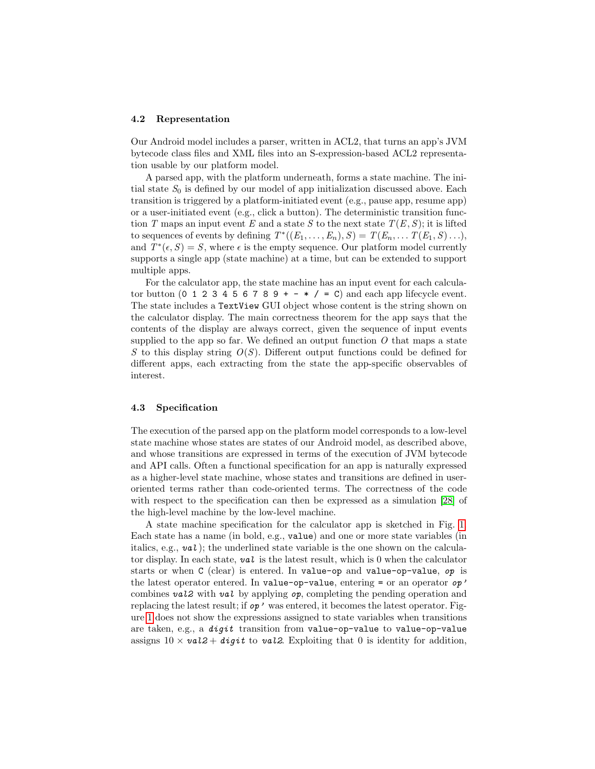### 4.2 Representation

Our Android model includes a parser, written in ACL2, that turns an app's JVM bytecode class files and XML files into an S-expression-based ACL2 representation usable by our platform model.

A parsed app, with the platform underneath, forms a state machine. The initial state $S_0$ is defined by our model of app initialization discussed above. Each transition is triggered by a platform-initiated event (e.g., pause app, resume app) or a user-initiated event (e.g., click a button). The deterministic transition function $T$ maps an input event $E$ and a state $S$ to the next state $T(E, S)$; it is lifted to sequences of events by defining $T^*((E_1, \ldots, E_n), S) = T(E_n, \ldots T(E_1, S) \ldots)$, and $T^*(\epsilon, S) = S$, where $\epsilon$ is the empty sequence. Our platform model currently supports a single app (state machine) at a time, but can be extended to support multiple apps.

For the calculator app, the state machine has an input event for each calculator button (`0 1 2 3 4 5 6 7 8 9 + - * / = C`) and each app lifecycle event. The state includes a `TextView` GUI object whose content is the string shown on the calculator display. The main correctness theorem for the app says that the contents of the display are always correct, given the sequence of input events supplied to the app so far. We defined an output function $O$ that maps a state $S$ to this display string $O(S)$. Different output functions could be defined for different apps, each extracting from the state the app-specific observables of interest.

### 4.3 Specification

The execution of the parsed app on the platform model corresponds to a low-level state machine whose states are states of our Android model, as described above, and whose transitions are expressed in terms of the execution of JVM bytecode and API calls. Often a functional specification for an app is naturally expressed as a higher-level state machine, whose states and transitions are defined in user-oriented terms rather than code-oriented terms. The correctness of the code with respect to the specification can then be expressed as a simulation [28] of the high-level machine by the low-level machine.

A state machine specification for the calculator app is sketched in Fig. 1. Each state has a name (in bold, e.g., **`value`**) and one or more state variables (in italics, e.g., *`val`*); the underlined state variable is the one shown on the calculator display. In each state, *`val`* is the latest result, which is 0 when the calculator starts or when `C` (clear) is entered. In `value-op` and `value-op-value`, *`op`* is the latest operator entered. In `value-op-value`, entering `=` or an operator *`op'`* combines *`val2`* with *`val`* by applying *`op`*, completing the pending operation and replacing the latest result; if *`op'`* was entered, it becomes the latest operator. Figure 1 does not show the expressions assigned to state variables when transitions are taken, e.g., a *`digit`* transition from `value-op-value` to `value-op-value` assigns $10 \times$ *`val2`* $+$ *`digit`* to *`val2`*. Exploiting that 0 is identity for addition,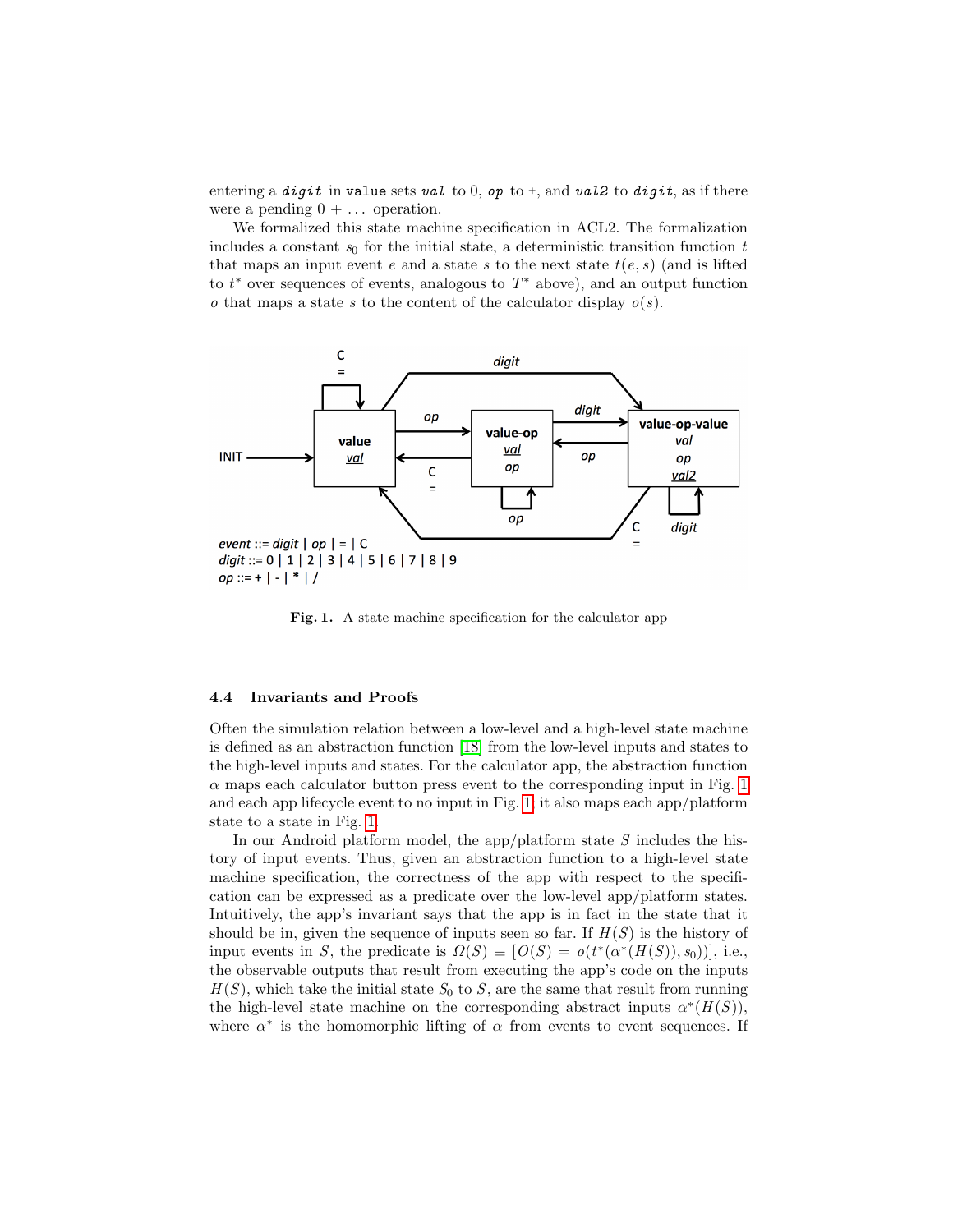entering a *digit* in `value` sets *val* to 0, *op* to +, and *val2* to *digit*, as if there were a pending $0 + \ldots$ operation.

We formalized this state machine specification in ACL2. The formalization includes a constant $s_0$ for the initial state, a deterministic transition function $t$ that maps an input event $e$ and a state $s$ to the next state $t(e, s)$ (and is lifted to $t^*$ over sequences of events, analogous to $T^*$ above), and an output function $o$ that maps a state $s$ to the content of the calculator display $o(s)$.

**Fig. 1.** A state machine specification for the calculator app

### 4.4 Invariants and Proofs

Often the simulation relation between a low-level and a high-level state machine is defined as an abstraction function [18] from the low-level inputs and states to the high-level inputs and states. For the calculator app, the abstraction function $\alpha$ maps each calculator button press event to the corresponding input in Fig. 1 and each app lifecycle event to no input in Fig. 1; it also maps each app/platform state to a state in Fig. 1.

In our Android platform model, the app/platform state $S$ includes the history of input events. Thus, given an abstraction function to a high-level state machine specification, the correctness of the app with respect to the specification can be expressed as a predicate over the low-level app/platform states. Intuitively, the app's invariant says that the app is in fact in the state that it should be in, given the sequence of inputs seen so far. If $H(S)$ is the history of input events in $S$, the predicate is $\Omega(S) \equiv [O(S) = o(t^*(\alpha^*(H(S)), s_0))]$, i.e., the observable outputs that result from executing the app's code on the inputs $H(S)$, which take the initial state $S_0$ to $S$, are the same that result from running the high-level state machine on the corresponding abstract inputs $\alpha^*(H(S))$, where $\alpha^*$ is the homomorphic lifting of $\alpha$ from events to event sequences. If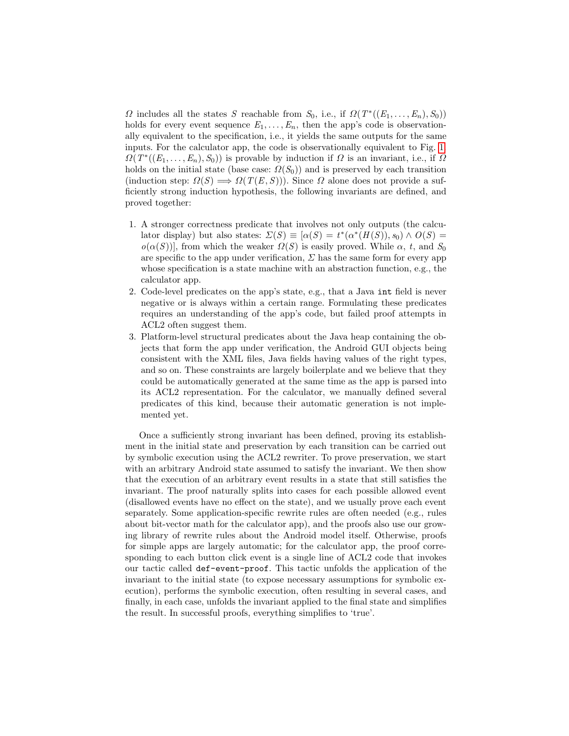$\Omega$ includes all the states $S$ reachable from $S_0$, i.e., if $\Omega(T^*((E_1, \ldots, E_n), S_0))$ holds for every event sequence $E_1, \ldots, E_n$, then the app's code is observationally equivalent to the specification, i.e., it yields the same outputs for the same inputs. For the calculator app, the code is observationally equivalent to Fig. 1. $\Omega(T^*((E_1, \ldots, E_n), S_0))$ is provable by induction if $\Omega$ is an invariant, i.e., if $\Omega$ holds on the initial state (base case: $\Omega(S_0)$) and is preserved by each transition (induction step: $\Omega(S) \Longrightarrow \Omega(T(E, S))$). Since $\Omega$ alone does not provide a sufficiently strong induction hypothesis, the following invariants are defined, and proved together:

1. A stronger correctness predicate that involves not only outputs (the calculator display) but also states: $\Sigma(S) \equiv [\alpha(S) = t^*(\alpha^*(H(S)), s_0) \wedge O(S) = o(\alpha(S))]$, from which the weaker $\Omega(S)$ is easily proved. While $\alpha$, $t$, and $S_0$ are specific to the app under verification, $\Sigma$ has the same form for every app whose specification is a state machine with an abstraction function, e.g., the calculator app.
2. Code-level predicates on the app's state, e.g., that a Java `int` field is never negative or is always within a certain range. Formulating these predicates requires an understanding of the app's code, but failed proof attempts in ACL2 often suggest them.
3. Platform-level structural predicates about the Java heap containing the objects that form the app under verification, the Android GUI objects being consistent with the XML files, Java fields having values of the right types, and so on. These constraints are largely boilerplate and we believe that they could be automatically generated at the same time as the app is parsed into its ACL2 representation. For the calculator, we manually defined several predicates of this kind, because their automatic generation is not implemented yet.

Once a sufficiently strong invariant has been defined, proving its establishment in the initial state and preservation by each transition can be carried out by symbolic execution using the ACL2 rewriter. To prove preservation, we start with an arbitrary Android state assumed to satisfy the invariant. We then show that the execution of an arbitrary event results in a state that still satisfies the invariant. The proof naturally splits into cases for each possible allowed event (disallowed events have no effect on the state), and we usually prove each event separately. Some application-specific rewrite rules are often needed (e.g., rules about bit-vector math for the calculator app), and the proofs also use our growing library of rewrite rules about the Android model itself. Otherwise, proofs for simple apps are largely automatic; for the calculator app, the proof corresponding to each button click event is a single line of ACL2 code that invokes our tactic called `def-event-proof`. This tactic unfolds the application of the invariant to the initial state (to expose necessary assumptions for symbolic execution), performs the symbolic execution, often resulting in several cases, and finally, in each case, unfolds the invariant applied to the final state and simplifies the result. In successful proofs, everything simplifies to 'true'.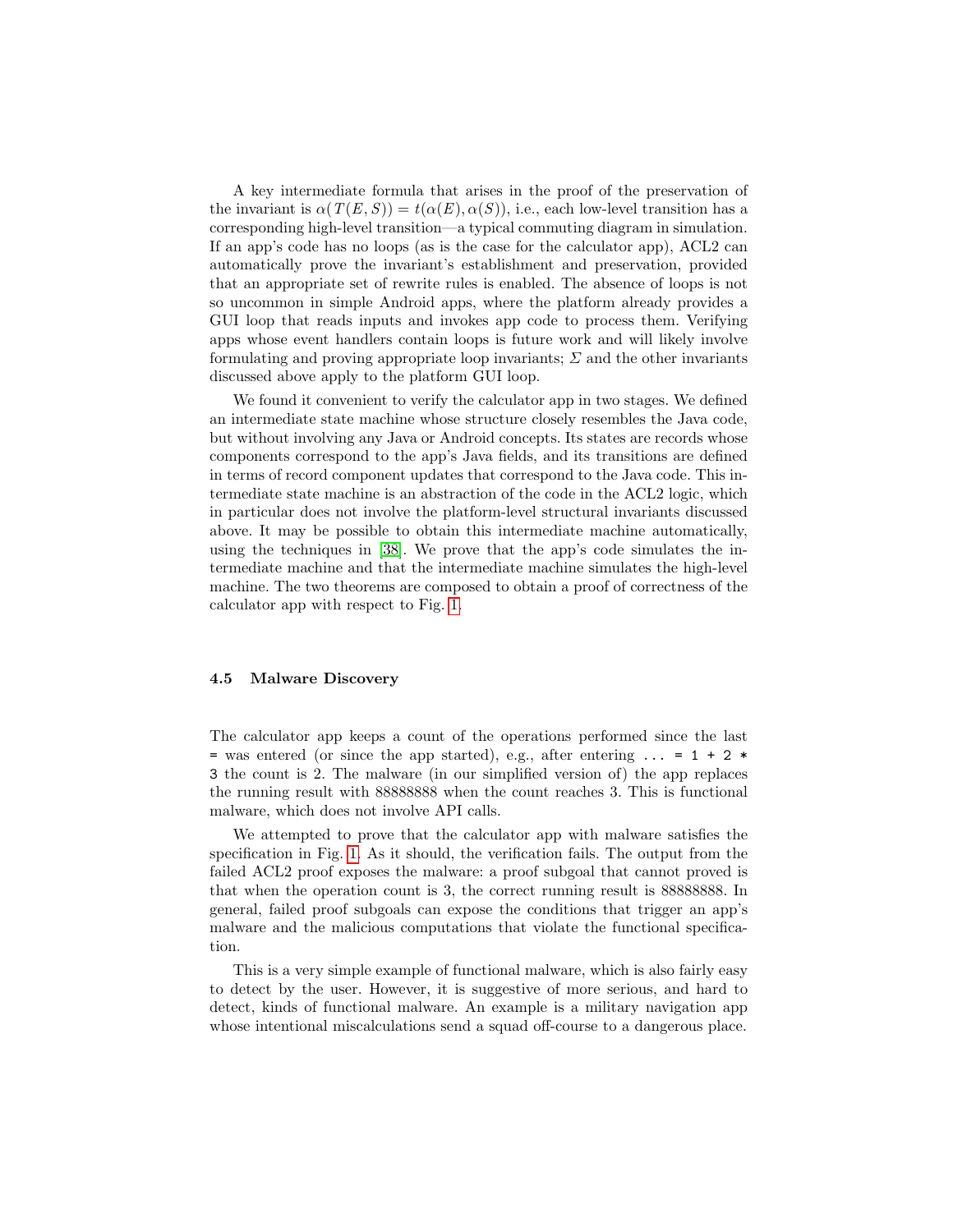A key intermediate formula that arises in the proof of the preservation of the invariant is $\alpha(T(E, S)) = t(\alpha(E), \alpha(S))$, i.e., each low-level transition has a corresponding high-level transition—a typical commuting diagram in simulation. If an app's code has no loops (as is the case for the calculator app), ACL2 can automatically prove the invariant's establishment and preservation, provided that an appropriate set of rewrite rules is enabled. The absence of loops is not so uncommon in simple Android apps, where the platform already provides a GUI loop that reads inputs and invokes app code to process them. Verifying apps whose event handlers contain loops is future work and will likely involve formulating and proving appropriate loop invariants; $\Sigma$ and the other invariants discussed above apply to the platform GUI loop.

We found it convenient to verify the calculator app in two stages. We defined an intermediate state machine whose structure closely resembles the Java code, but without involving any Java or Android concepts. Its states are records whose components correspond to the app's Java fields, and its transitions are defined in terms of record component updates that correspond to the Java code. This intermediate state machine is an abstraction of the code in the ACL2 logic, which in particular does not involve the platform-level structural invariants discussed above. It may be possible to obtain this intermediate machine automatically, using the techniques in [38]. We prove that the app's code simulates the intermediate machine and that the intermediate machine simulates the high-level machine. The two theorems are composed to obtain a proof of correctness of the calculator app with respect to Fig. 1.

### 4.5 Malware Discovery

The calculator app keeps a count of the operations performed since the last `=` was entered (or since the app started), e.g., after entering `... = 1 + 2 * 3` the count is 2. The malware (in our simplified version of) the app replaces the running result with 88888888 when the count reaches 3. This is functional malware, which does not involve API calls.

We attempted to prove that the calculator app with malware satisfies the specification in Fig. 1. As it should, the verification fails. The output from the failed ACL2 proof exposes the malware: a proof subgoal that cannot proved is that when the operation count is 3, the correct running result is 88888888. In general, failed proof subgoals can expose the conditions that trigger an app's malware and the malicious computations that violate the functional specification.

This is a very simple example of functional malware, which is also fairly easy to detect by the user. However, it is suggestive of more serious, and hard to detect, kinds of functional malware. An example is a military navigation app whose intentional miscalculations send a squad off-course to a dangerous place.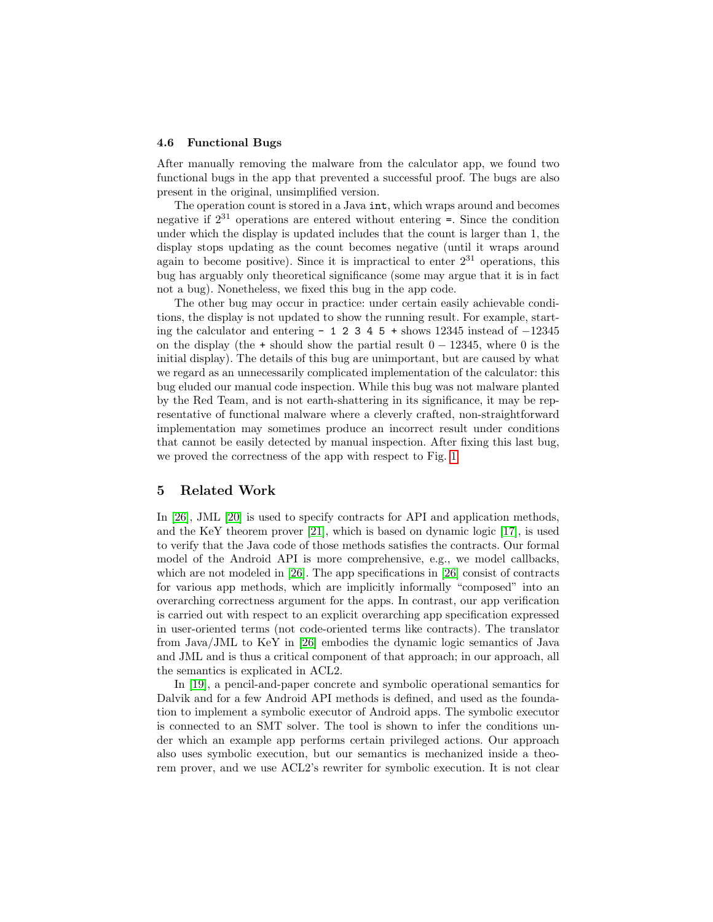### 4.6 Functional Bugs

After manually removing the malware from the calculator app, we found two functional bugs in the app that prevented a successful proof. The bugs are also present in the original, unsimplified version.

The operation count is stored in a Java `int`, which wraps around and becomes negative if $2^{31}$ operations are entered without entering `=`. Since the condition under which the display is updated includes that the count is larger than 1, the display stops updating as the count becomes negative (until it wraps around again to become positive). Since it is impractical to enter $2^{31}$ operations, this bug has arguably only theoretical significance (some may argue that it is in fact not a bug). Nonetheless, we fixed this bug in the app code.

The other bug may occur in practice: under certain easily achievable conditions, the display is not updated to show the running result. For example, starting the calculator and entering `- 1 2 3 4 5 +` shows 12345 instead of $-12345$ on the display (the `+` should show the partial result $0 - 12345$, where 0 is the initial display). The details of this bug are unimportant, but are caused by what we regard as an unnecessarily complicated implementation of the calculator: this bug eluded our manual code inspection. While this bug was not malware planted by the Red Team, and is not earth-shattering in its significance, it may be representative of functional malware where a cleverly crafted, non-straightforward implementation may sometimes produce an incorrect result under conditions that cannot be easily detected by manual inspection. After fixing this last bug, we proved the correctness of the app with respect to Fig. 1.

## 5 Related Work

In [26], JML [20] is used to specify contracts for API and application methods, and the KeY theorem prover [21], which is based on dynamic logic [17], is used to verify that the Java code of those methods satisfies the contracts. Our formal model of the Android API is more comprehensive, e.g., we model callbacks, which are not modeled in [26]. The app specifications in [26] consist of contracts for various app methods, which are implicitly informally "composed" into an overarching correctness argument for the apps. In contrast, our app verification is carried out with respect to an explicit overarching app specification expressed in user-oriented terms (not code-oriented terms like contracts). The translator from Java/JML to KeY in [26] embodies the dynamic logic semantics of Java and JML and is thus a critical component of that approach; in our approach, all the semantics is explicated in ACL2.

In [19], a pencil-and-paper concrete and symbolic operational semantics for Dalvik and for a few Android API methods is defined, and used as the foundation to implement a symbolic executor of Android apps. The symbolic executor is connected to an SMT solver. The tool is shown to infer the conditions under which an example app performs certain privileged actions. Our approach also uses symbolic execution, but our semantics is mechanized inside a theorem prover, and we use ACL2's rewriter for symbolic execution. It is not clear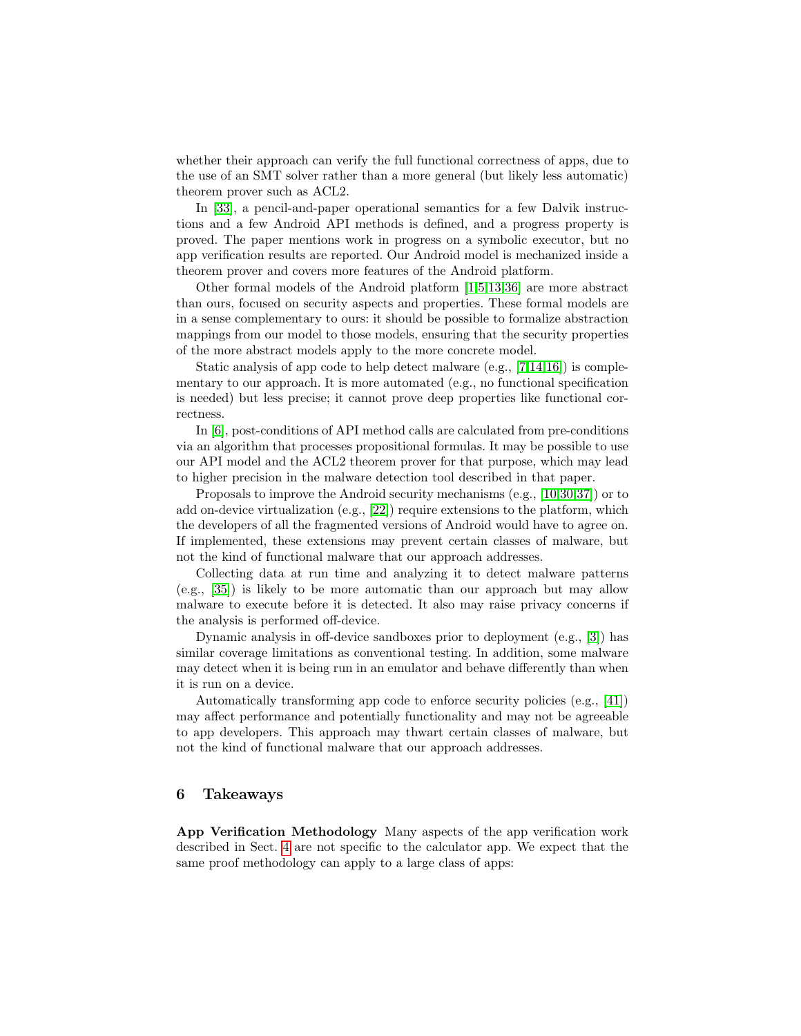whether their approach can verify the full functional correctness of apps, due to the use of an SMT solver rather than a more general (but likely less automatic) theorem prover such as ACL2.

In [33], a pencil-and-paper operational semantics for a few Dalvik instructions and a few Android API methods is defined, and a progress property is proved. The paper mentions work in progress on a symbolic executor, but no app verification results are reported. Our Android model is mechanized inside a theorem prover and covers more features of the Android platform.

Other formal models of the Android platform [1,5,13,36] are more abstract than ours, focused on security aspects and properties. These formal models are in a sense complementary to ours: it should be possible to formalize abstraction mappings from our model to those models, ensuring that the security properties of the more abstract models apply to the more concrete model.

Static analysis of app code to help detect malware (e.g., [7,14,16]) is complementary to our approach. It is more automated (e.g., no functional specification is needed) but less precise; it cannot prove deep properties like functional correctness.

In [6], post-conditions of API method calls are calculated from pre-conditions via an algorithm that processes propositional formulas. It may be possible to use our API model and the ACL2 theorem prover for that purpose, which may lead to higher precision in the malware detection tool described in that paper.

Proposals to improve the Android security mechanisms (e.g., [10,30,37]) or to add on-device virtualization (e.g., [22]) require extensions to the platform, which the developers of all the fragmented versions of Android would have to agree on. If implemented, these extensions may prevent certain classes of malware, but not the kind of functional malware that our approach addresses.

Collecting data at run time and analyzing it to detect malware patterns (e.g., [35]) is likely to be more automatic than our approach but may allow malware to execute before it is detected. It also may raise privacy concerns if the analysis is performed off-device.

Dynamic analysis in off-device sandboxes prior to deployment (e.g., [3]) has similar coverage limitations as conventional testing. In addition, some malware may detect when it is being run in an emulator and behave differently than when it is run on a device.

Automatically transforming app code to enforce security policies (e.g., [41]) may affect performance and potentially functionality and may not be agreeable to app developers. This approach may thwart certain classes of malware, but not the kind of functional malware that our approach addresses.

## 6 Takeaways

**App Verification Methodology** Many aspects of the app verification work described in Sect. 4 are not specific to the calculator app. We expect that the same proof methodology can apply to a large class of apps: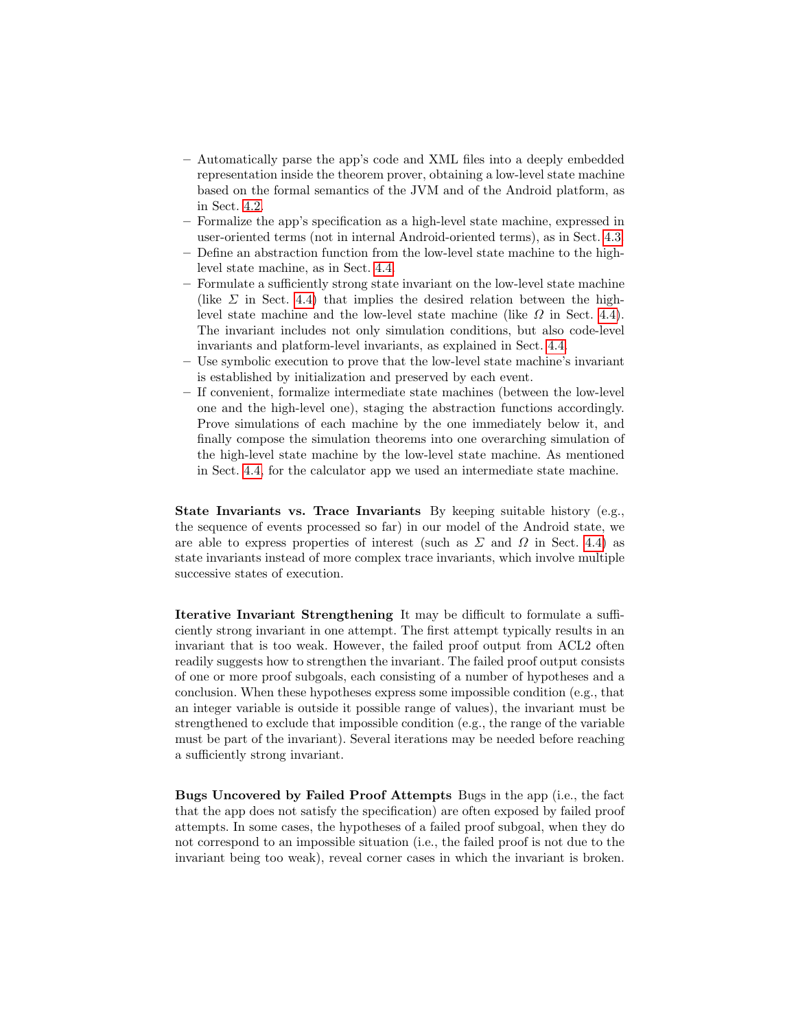- Automatically parse the app's code and XML files into a deeply embedded representation inside the theorem prover, obtaining a low-level state machine based on the formal semantics of the JVM and of the Android platform, as in Sect. 4.2.
- Formalize the app's specification as a high-level state machine, expressed in user-oriented terms (not in internal Android-oriented terms), as in Sect. 4.3.
- Define an abstraction function from the low-level state machine to the high-level state machine, as in Sect. 4.4.
- Formulate a sufficiently strong state invariant on the low-level state machine (like $\Sigma$ in Sect. 4.4) that implies the desired relation between the high-level state machine and the low-level state machine (like $\Omega$ in Sect. 4.4). The invariant includes not only simulation conditions, but also code-level invariants and platform-level invariants, as explained in Sect. 4.4.
- Use symbolic execution to prove that the low-level state machine's invariant is established by initialization and preserved by each event.
- If convenient, formalize intermediate state machines (between the low-level one and the high-level one), staging the abstraction functions accordingly. Prove simulations of each machine by the one immediately below it, and finally compose the simulation theorems into one overarching simulation of the high-level state machine by the low-level state machine. As mentioned in Sect. 4.4, for the calculator app we used an intermediate state machine.

**State Invariants vs. Trace Invariants** By keeping suitable history (e.g., the sequence of events processed so far) in our model of the Android state, we are able to express properties of interest (such as $\Sigma$ and $\Omega$ in Sect. 4.4) as state invariants instead of more complex trace invariants, which involve multiple successive states of execution.

**Iterative Invariant Strengthening** It may be difficult to formulate a sufficiently strong invariant in one attempt. The first attempt typically results in an invariant that is too weak. However, the failed proof output from ACL2 often readily suggests how to strengthen the invariant. The failed proof output consists of one or more proof subgoals, each consisting of a number of hypotheses and a conclusion. When these hypotheses express some impossible condition (e.g., that an integer variable is outside it possible range of values), the invariant must be strengthened to exclude that impossible condition (e.g., the range of the variable must be part of the invariant). Several iterations may be needed before reaching a sufficiently strong invariant.

**Bugs Uncovered by Failed Proof Attempts** Bugs in the app (i.e., the fact that the app does not satisfy the specification) are often exposed by failed proof attempts. In some cases, the hypotheses of a failed proof subgoal, when they do not correspond to an impossible situation (i.e., the failed proof is not due to the invariant being too weak), reveal corner cases in which the invariant is broken.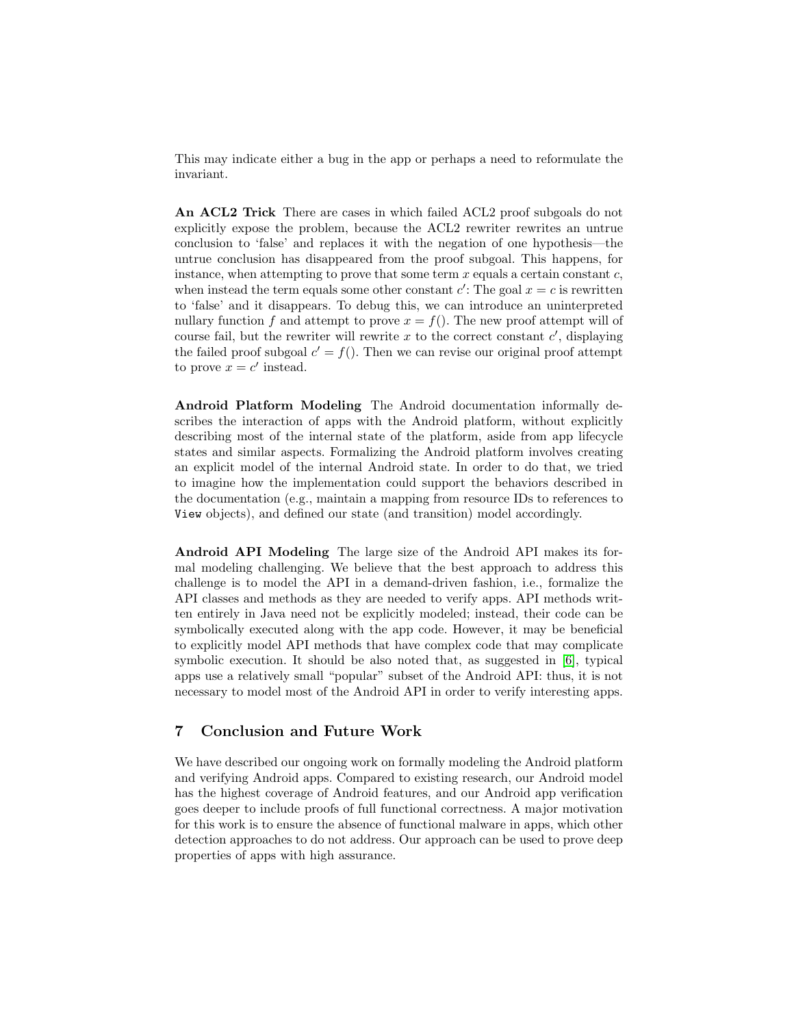This may indicate either a bug in the app or perhaps a need to reformulate the invariant.

**An ACL2 Trick** There are cases in which failed ACL2 proof subgoals do not explicitly expose the problem, because the ACL2 rewriter rewrites an untrue conclusion to 'false' and replaces it with the negation of one hypothesis—the untrue conclusion has disappeared from the proof subgoal. This happens, for instance, when attempting to prove that some term $x$ equals a certain constant $c$, when instead the term equals some other constant $c'$: The goal $x = c$ is rewritten to 'false' and it disappears. To debug this, we can introduce an uninterpreted nullary function $f$ and attempt to prove $x = f()$. The new proof attempt will of course fail, but the rewriter will rewrite $x$ to the correct constant $c'$, displaying the failed proof subgoal $c' = f()$. Then we can revise our original proof attempt to prove $x = c'$ instead.

**Android Platform Modeling** The Android documentation informally describes the interaction of apps with the Android platform, without explicitly describing most of the internal state of the platform, aside from app lifecycle states and similar aspects. Formalizing the Android platform involves creating an explicit model of the internal Android state. In order to do that, we tried to imagine how the implementation could support the behaviors described in the documentation (e.g., maintain a mapping from resource IDs to references to `View` objects), and defined our state (and transition) model accordingly.

**Android API Modeling** The large size of the Android API makes its formal modeling challenging. We believe that the best approach to address this challenge is to model the API in a demand-driven fashion, i.e., formalize the API classes and methods as they are needed to verify apps. API methods written entirely in Java need not be explicitly modeled; instead, their code can be symbolically executed along with the app code. However, it may be beneficial to explicitly model API methods that have complex code that may complicate symbolic execution. It should be also noted that, as suggested in [6], typical apps use a relatively small "popular" subset of the Android API: thus, it is not necessary to model most of the Android API in order to verify interesting apps.

## 7 Conclusion and Future Work

We have described our ongoing work on formally modeling the Android platform and verifying Android apps. Compared to existing research, our Android model has the highest coverage of Android features, and our Android app verification goes deeper to include proofs of full functional correctness. A major motivation for this work is to ensure the absence of functional malware in apps, which other detection approaches to do not address. Our approach can be used to prove deep properties of apps with high assurance.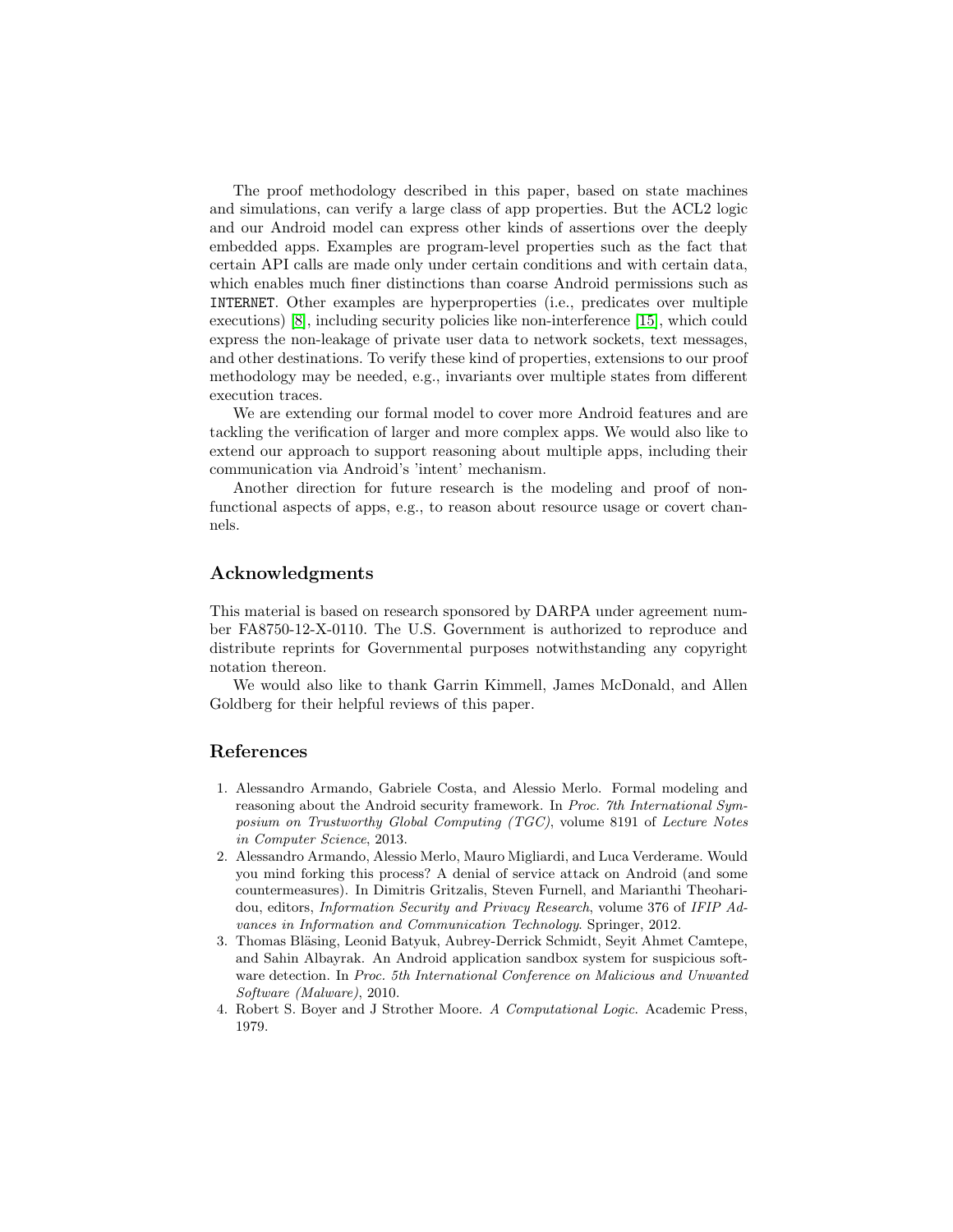The proof methodology described in this paper, based on state machines and simulations, can verify a large class of app properties. But the ACL2 logic and our Android model can express other kinds of assertions over the deeply embedded apps. Examples are program-level properties such as the fact that certain API calls are made only under certain conditions and with certain data, which enables much finer distinctions than coarse Android permissions such as `INTERNET`. Other examples are hyperproperties (i.e., predicates over multiple executions) [8], including security policies like non-interference [15], which could express the non-leakage of private user data to network sockets, text messages, and other destinations. To verify these kind of properties, extensions to our proof methodology may be needed, e.g., invariants over multiple states from different execution traces.

We are extending our formal model to cover more Android features and are tackling the verification of larger and more complex apps. We would also like to extend our approach to support reasoning about multiple apps, including their communication via Android's 'intent' mechanism.

Another direction for future research is the modeling and proof of non-functional aspects of apps, e.g., to reason about resource usage or covert channels.

## Acknowledgments

This material is based on research sponsored by DARPA under agreement number FA8750-12-X-0110. The U.S. Government is authorized to reproduce and distribute reprints for Governmental purposes notwithstanding any copyright notation thereon.

We would also like to thank Garrin Kimmell, James McDonald, and Allen Goldberg for their helpful reviews of this paper.

## References

1. Alessandro Armando, Gabriele Costa, and Alessio Merlo. Formal modeling and reasoning about the Android security framework. In *Proc. 7th International Symposium on Trustworthy Global Computing (TGC)*, volume 8191 of *Lecture Notes in Computer Science*, 2013.
2. Alessandro Armando, Alessio Merlo, Mauro Migliardi, and Luca Verderame. Would you mind forking this process? A denial of service attack on Android (and some countermeasures). In Dimitris Gritzalis, Steven Furnell, and Marianthi Theoharidou, editors, *Information Security and Privacy Research*, volume 376 of *IFIP Advances in Information and Communication Technology*. Springer, 2012.
3. Thomas Bläsing, Leonid Batyuk, Aubrey-Derrick Schmidt, Seyit Ahmet Camtepe, and Sahin Albayrak. An Android application sandbox system for suspicious software detection. In *Proc. 5th International Conference on Malicious and Unwanted Software (Malware)*, 2010.
4. Robert S. Boyer and J Strother Moore. *A Computational Logic*. Academic Press, 1979.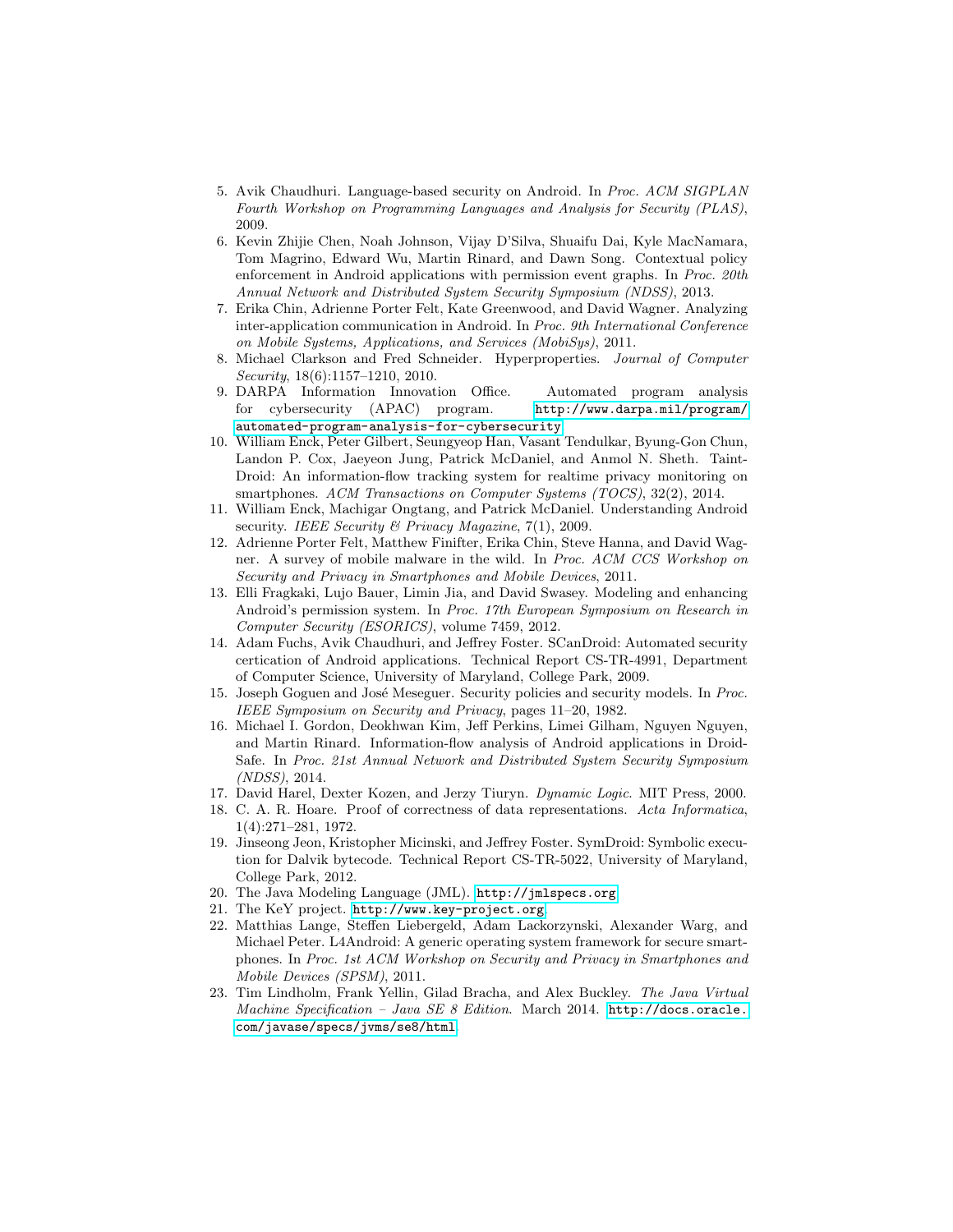5. Avik Chaudhuri. Language-based security on Android. In *Proc. ACM SIGPLAN Fourth Workshop on Programming Languages and Analysis for Security (PLAS)*, 2009.
6. Kevin Zhijie Chen, Noah Johnson, Vijay D'Silva, Shuaifu Dai, Kyle MacNamara, Tom Magrino, Edward Wu, Martin Rinard, and Dawn Song. Contextual policy enforcement in Android applications with permission event graphs. In *Proc. 20th Annual Network and Distributed System Security Symposium (NDSS)*, 2013.
7. Erika Chin, Adrienne Porter Felt, Kate Greenwood, and David Wagner. Analyzing inter-application communication in Android. In *Proc. 9th International Conference on Mobile Systems, Applications, and Services (MobiSys)*, 2011.
8. Michael Clarkson and Fred Schneider. Hyperproperties. *Journal of Computer Security*, 18(6):1157–1210, 2010.
9. DARPA Information Innovation Office. Automated program analysis for cybersecurity (APAC) program. `http://www.darpa.mil/program/automated-program-analysis-for-cybersecurity`
10. William Enck, Peter Gilbert, Seungyeop Han, Vasant Tendulkar, Byung-Gon Chun, Landon P. Cox, Jaeyeon Jung, Patrick McDaniel, and Anmol N. Sheth. TaintDroid: An information-flow tracking system for realtime privacy monitoring on smartphones. *ACM Transactions on Computer Systems (TOCS)*, 32(2), 2014.
11. William Enck, Machigar Ongtang, and Patrick McDaniel. Understanding Android security. *IEEE Security & Privacy Magazine*, 7(1), 2009.
12. Adrienne Porter Felt, Matthew Finifter, Erika Chin, Steve Hanna, and David Wagner. A survey of mobile malware in the wild. In *Proc. ACM CCS Workshop on Security and Privacy in Smartphones and Mobile Devices*, 2011.
13. Elli Fragkaki, Lujo Bauer, Limin Jia, and David Swasey. Modeling and enhancing Android's permission system. In *Proc. 17th European Symposium on Research in Computer Security (ESORICS)*, volume 7459, 2012.
14. Adam Fuchs, Avik Chaudhuri, and Jeffrey Foster. SCanDroid: Automated security certication of Android applications. Technical Report CS-TR-4991, Department of Computer Science, University of Maryland, College Park, 2009.
15. Joseph Goguen and José Meseguer. Security policies and security models. In *Proc. IEEE Symposium on Security and Privacy*, pages 11–20, 1982.
16. Michael I. Gordon, Deokhwan Kim, Jeff Perkins, Limei Gilham, Nguyen Nguyen, and Martin Rinard. Information-flow analysis of Android applications in DroidSafe. In *Proc. 21st Annual Network and Distributed System Security Symposium (NDSS)*, 2014.
17. David Harel, Dexter Kozen, and Jerzy Tiuryn. *Dynamic Logic*. MIT Press, 2000.
18. C. A. R. Hoare. Proof of correctness of data representations. *Acta Informatica*, 1(4):271–281, 1972.
19. Jinseong Jeon, Kristopher Micinski, and Jeffrey Foster. SymDroid: Symbolic execution for Dalvik bytecode. Technical Report CS-TR-5022, University of Maryland, College Park, 2012.
20. The Java Modeling Language (JML). `http://jmlspecs.org`
21. The KeY project. `http://www.key-project.org`
22. Matthias Lange, Steffen Liebergeld, Adam Lackorzynski, Alexander Warg, and Michael Peter. L4Android: A generic operating system framework for secure smartphones. In *Proc. 1st ACM Workshop on Security and Privacy in Smartphones and Mobile Devices (SPSM)*, 2011.
23. Tim Lindholm, Frank Yellin, Gilad Bracha, and Alex Buckley. *The Java Virtual Machine Specification – Java SE 8 Edition*. March 2014. `http://docs.oracle.com/javase/specs/jvms/se8/html`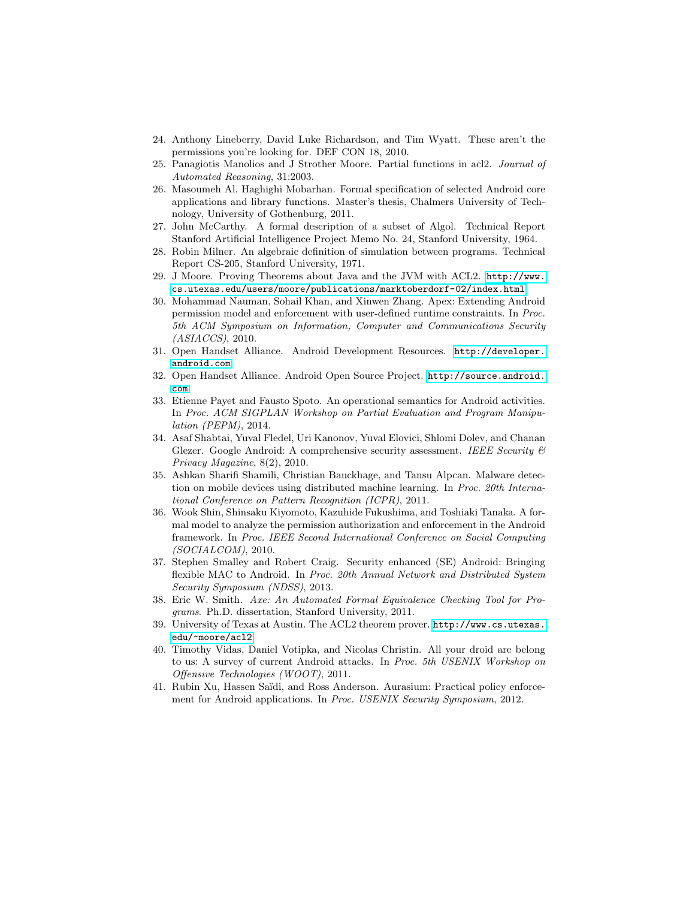24. Anthony Lineberry, David Luke Richardson, and Tim Wyatt. These aren't the permissions you're looking for. DEF CON 18, 2010.
25. Panagiotis Manolios and J Strother Moore. Partial functions in acl2. *Journal of Automated Reasoning*, 31:2003.
26. Masoumeh Al. Haghighi Mobarhan. Formal specification of selected Android core applications and library functions. Master's thesis, Chalmers University of Technology, University of Gothenburg, 2011.
27. John McCarthy. A formal description of a subset of Algol. Technical Report Stanford Artificial Intelligence Project Memo No. 24, Stanford University, 1964.
28. Robin Milner. An algebraic definition of simulation between programs. Technical Report CS-205, Stanford University, 1971.
29. J Moore. Proving Theorems about Java and the JVM with ACL2. `http://www.cs.utexas.edu/users/moore/publications/marktoberdorf-02/index.html`
30. Mohammad Nauman, Sohail Khan, and Xinwen Zhang. Apex: Extending Android permission model and enforcement with user-defined runtime constraints. In *Proc. 5th ACM Symposium on Information, Computer and Communications Security (ASIACCS)*, 2010.
31. Open Handset Alliance. Android Development Resources. `http://developer.android.com`
32. Open Handset Alliance. Android Open Source Project. `http://source.android.com`
33. Etienne Payet and Fausto Spoto. An operational semantics for Android activities. In *Proc. ACM SIGPLAN Workshop on Partial Evaluation and Program Manipulation (PEPM)*, 2014.
34. Asaf Shabtai, Yuval Fledel, Uri Kanonov, Yuval Elovici, Shlomi Dolev, and Chanan Glezer. Google Android: A comprehensive security assessment. *IEEE Security & Privacy Magazine*, 8(2), 2010.
35. Ashkan Sharifi Shamili, Christian Bauckhage, and Tansu Alpcan. Malware detection on mobile devices using distributed machine learning. In *Proc. 20th International Conference on Pattern Recognition (ICPR)*, 2011.
36. Wook Shin, Shinsaku Kiyomoto, Kazuhide Fukushima, and Toshiaki Tanaka. A formal model to analyze the permission authorization and enforcement in the Android framework. In *Proc. IEEE Second International Conference on Social Computing (SOCIALCOM)*, 2010.
37. Stephen Smalley and Robert Craig. Security enhanced (SE) Android: Bringing flexible MAC to Android. In *Proc. 20th Annual Network and Distributed System Security Symposium (NDSS)*, 2013.
38. Eric W. Smith. *Axe: An Automated Formal Equivalence Checking Tool for Programs*. Ph.D. dissertation, Stanford University, 2011.
39. University of Texas at Austin. The ACL2 theorem prover. `http://www.cs.utexas.edu/~moore/acl2`
40. Timothy Vidas, Daniel Votipka, and Nicolas Christin. All your droid are belong to us: A survey of current Android attacks. In *Proc. 5th USENIX Workshop on Offensive Technologies (WOOT)*, 2011.
41. Rubin Xu, Hassen Saïdi, and Ross Anderson. Aurasium: Practical policy enforcement for Android applications. In *Proc. USENIX Security Symposium*, 2012.